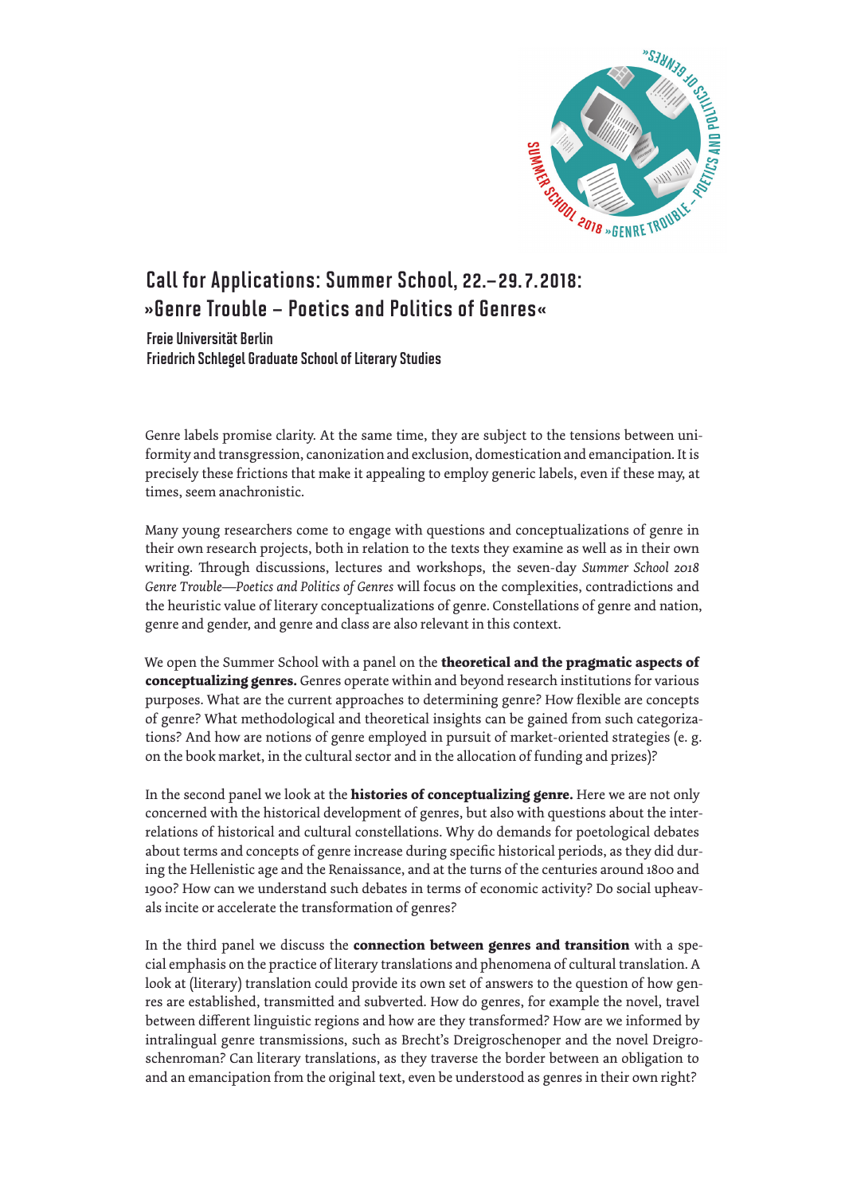# Call for Applications: Summer School, 22.–29.7.2018: »Genre Trouble – Poetics and Politics of Genres«

**Freie Universität Berlin**
**Friedrich Schlegel Graduate School of Literary Studies**

Genre labels promise clarity. At the same time, they are subject to the tensions between uniformity and transgression, canonization and exclusion, domestication and emancipation. It is precisely these frictions that make it appealing to employ generic labels, even if these may, at times, seem anachronistic.

Many young researchers come to engage with questions and conceptualizations of genre in their own research projects, both in relation to the texts they examine as well as in their own writing. Through discussions, lectures and workshops, the seven-day *Summer School 2018 Genre Trouble—Poetics and Politics of Genres* will focus on the complexities, contradictions and the heuristic value of literary conceptualizations of genre. Constellations of genre and nation, genre and gender, and genre and class are also relevant in this context.

We open the Summer School with a panel on the **theoretical and the pragmatic aspects of conceptualizing genres.** Genres operate within and beyond research institutions for various purposes. What are the current approaches to determining genre? How flexible are concepts of genre? What methodological and theoretical insights can be gained from such categorizations? And how are notions of genre employed in pursuit of market-oriented strategies (e. g. on the book market, in the cultural sector and in the allocation of funding and prizes)?

In the second panel we look at the **histories of conceptualizing genre.** Here we are not only concerned with the historical development of genres, but also with questions about the interrelations of historical and cultural constellations. Why do demands for poetological debates about terms and concepts of genre increase during specific historical periods, as they did during the Hellenistic age and the Renaissance, and at the turns of the centuries around 1800 and 1900? How can we understand such debates in terms of economic activity? Do social upheavals incite or accelerate the transformation of genres?

In the third panel we discuss the **connection between genres and transition** with a special emphasis on the practice of literary translations and phenomena of cultural translation. A look at (literary) translation could provide its own set of answers to the question of how genres are established, transmitted and subverted. How do genres, for example the novel, travel between different linguistic regions and how are they transformed? How are we informed by intralingual genre transmissions, such as Brecht's Dreigroschenoper and the novel Dreigroschenroman? Can literary translations, as they traverse the border between an obligation to and an emancipation from the original text, even be understood as genres in their own right?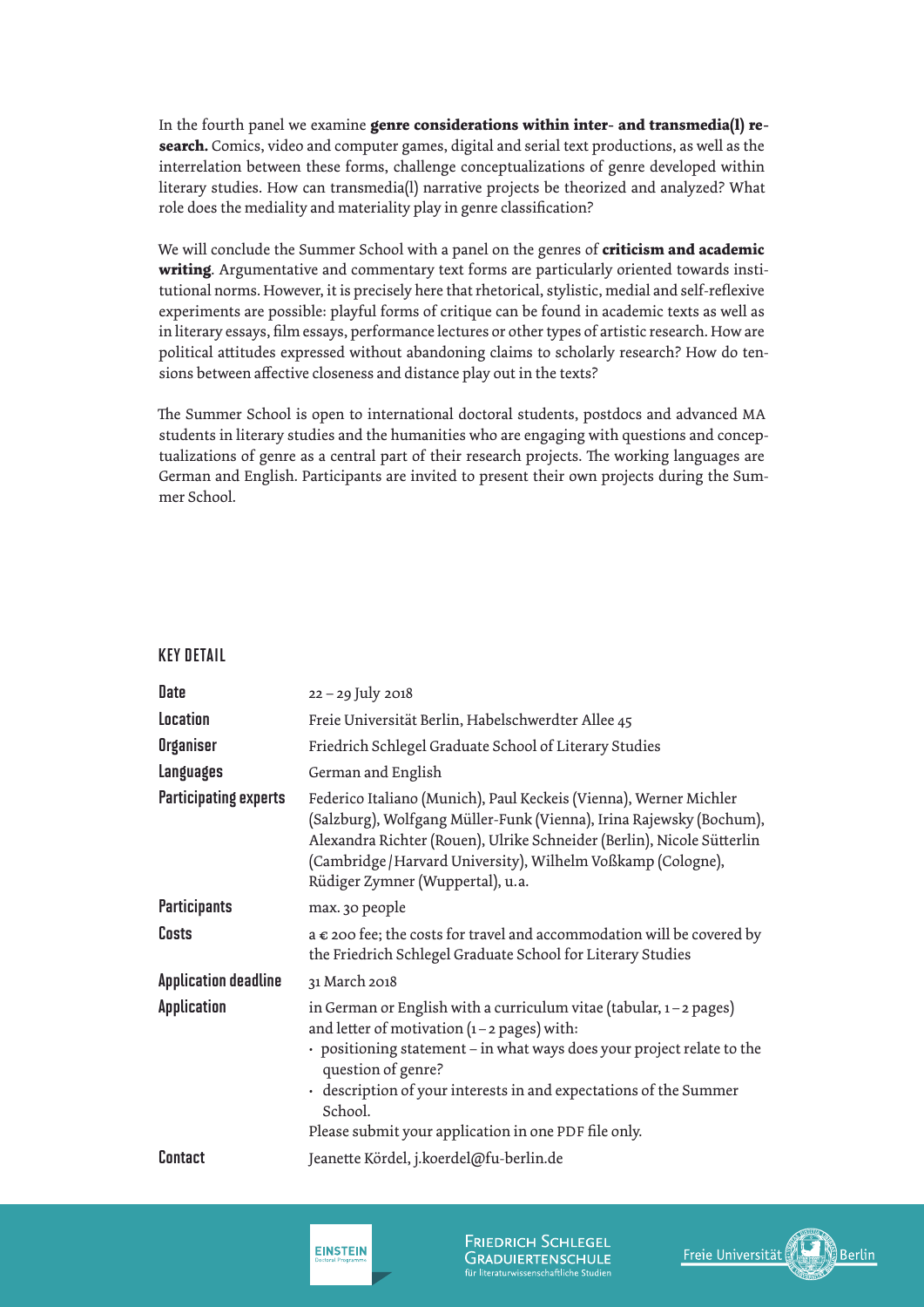In the fourth panel we examine **genre considerations within inter- and transmedia(l) research.** Comics, video and computer games, digital and serial text productions, as well as the interrelation between these forms, challenge conceptualizations of genre developed within literary studies. How can transmedia(l) narrative projects be theorized and analyzed? What role does the mediality and materiality play in genre classification?

We will conclude the Summer School with a panel on the genres of **criticism and academic writing**. Argumentative and commentary text forms are particularly oriented towards institutional norms. However, it is precisely here that rhetorical, stylistic, medial and self-reflexive experiments are possible: playful forms of critique can be found in academic texts as well as in literary essays, film essays, performance lectures or other types of artistic research. How are political attitudes expressed without abandoning claims to scholarly research? How do tensions between affective closeness and distance play out in the texts?

The Summer School is open to international doctoral students, postdocs and advanced MA students in literary studies and the humanities who are engaging with questions and conceptualizations of genre as a central part of their research projects. The working languages are German and English. Participants are invited to present their own projects during the Summer School.

## KEY DETAIL

| | |
|---|---|
| **Date** | 22 – 29 July 2018 |
| **Location** | Freie Universität Berlin, Habelschwerdter Allee 45 |
| **Organiser** | Friedrich Schlegel Graduate School of Literary Studies |
| **Languages** | German and English |
| **Participating experts** | Federico Italiano (Munich), Paul Keckeis (Vienna), Werner Michler (Salzburg), Wolfgang Müller-Funk (Vienna), Irina Rajewsky (Bochum), Alexandra Richter (Rouen), Ulrike Schneider (Berlin), Nicole Sütterlin (Cambridge / Harvard University), Wilhelm Voßkamp (Cologne), Rüdiger Zymner (Wuppertal), u.a. |
| **Participants** | max. 30 people |
| **Costs** | a € 200 fee; the costs for travel and accommodation will be covered by the Friedrich Schlegel Graduate School for Literary Studies |
| **Application deadline** | 31 March 2018 |
| **Application** | in German or English with a curriculum vitae (tabular, 1 – 2 pages) and letter of motivation (1 – 2 pages) with: <br>• positioning statement – in what ways does your project relate to the question of genre? <br>• description of your interests in and expectations of the Summer School. <br>Please submit your application in one PDF file only. |
| **Contact** | Jeanette Ko̊rdel, j.koerdel@fu-berlin.de |

EINSTEIN Doctoral Programme

Friedrich Schlegel Graduiertenschule für literaturwissenschaftliche Studien

Freie Universität Berlin